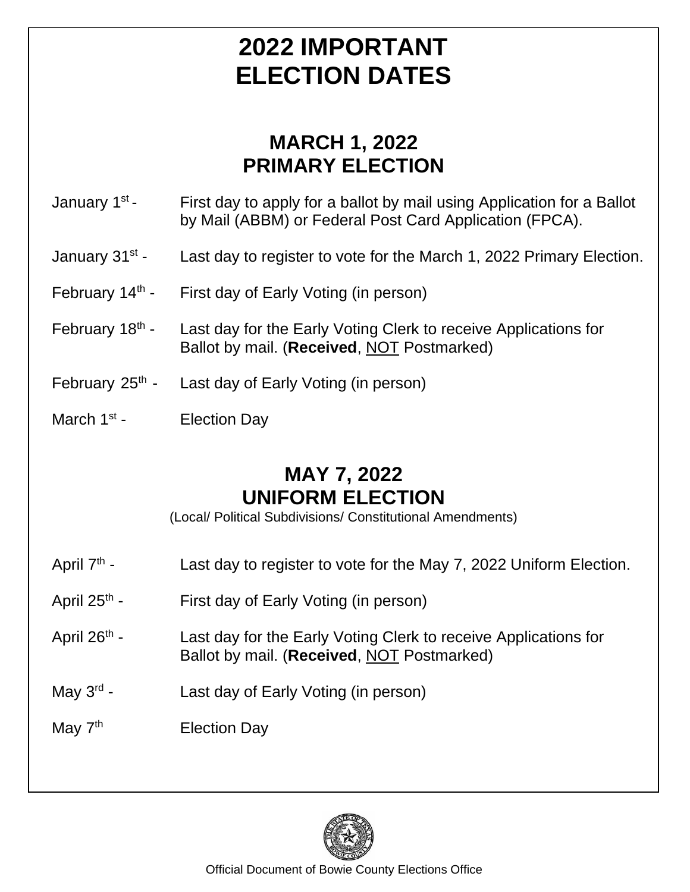# 2022 IMPORTANT ELECTION DATES

## MARCH 1, 2022 PRIMARY ELECTION

January 1st - First day to apply for a ballot by mail using Application for a Ballot by Mail (ABBM) or Federal Post Card Application (FPCA).

January 31st - Last day to register to vote for the March 1, 2022 Primary Election.

February 14th - First day of Early Voting (in person)

February 18th - Last day for the Early Voting Clerk to receive Applications for Ballot by mail. (**Received**, NOT Postmarked)

February 25th - Last day of Early Voting (in person)

March 1st - Election Day

## MAY 7, 2022 UNIFORM ELECTION

(Local/ Political Subdivisions/ Constitutional Amendments)

April 7th - Last day to register to vote for the May 7, 2022 Uniform Election.

April 25th - First day of Early Voting (in person)

April 26th - Last day for the Early Voting Clerk to receive Applications for Ballot by mail. (**Received**, NOT Postmarked)

May 3rd - Last day of Early Voting (in person)

May 7th Election Day

Official Document of Bowie County Elections Office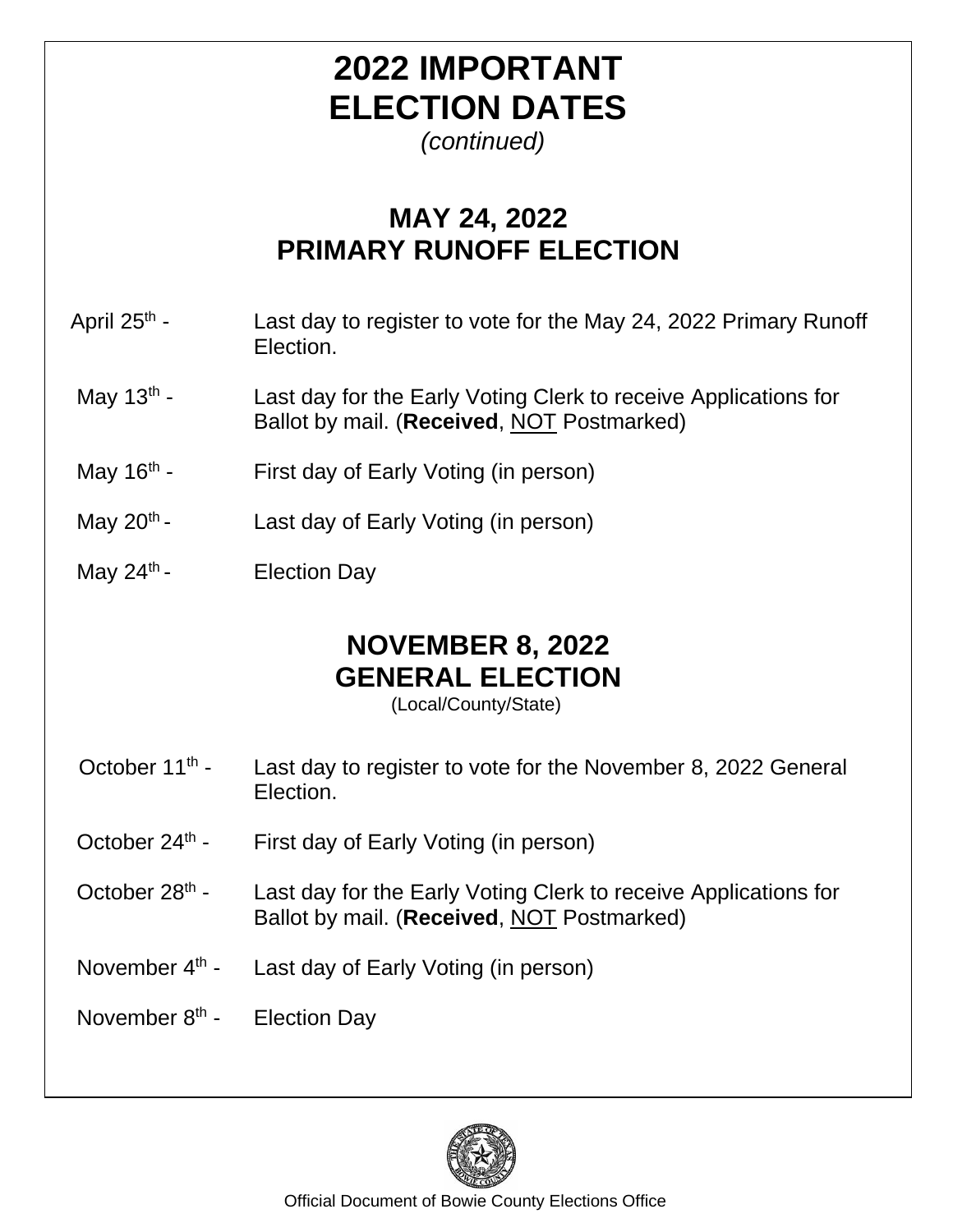# 2022 IMPORTANT ELECTION DATES

*(continued)*

## MAY 24, 2022 PRIMARY RUNOFF ELECTION

| | |
|---|---|
| April 25th - | Last day to register to vote for the May 24, 2022 Primary Runoff Election. |
| May 13th - | Last day for the Early Voting Clerk to receive Applications for Ballot by mail. (**Received**, NOT Postmarked) |
| May 16th - | First day of Early Voting (in person) |
| May 20th - | Last day of Early Voting (in person) |
| May 24th - | Election Day |

## NOVEMBER 8, 2022 GENERAL ELECTION

(Local/County/State)

| | |
|---|---|
| October 11th - | Last day to register to vote for the November 8, 2022 General Election. |
| October 24th - | First day of Early Voting (in person) |
| October 28th - | Last day for the Early Voting Clerk to receive Applications for Ballot by mail. (**Received**, NOT Postmarked) |
| November 4th - | Last day of Early Voting (in person) |
| November 8th - | Election Day |

Official Document of Bowie County Elections Office